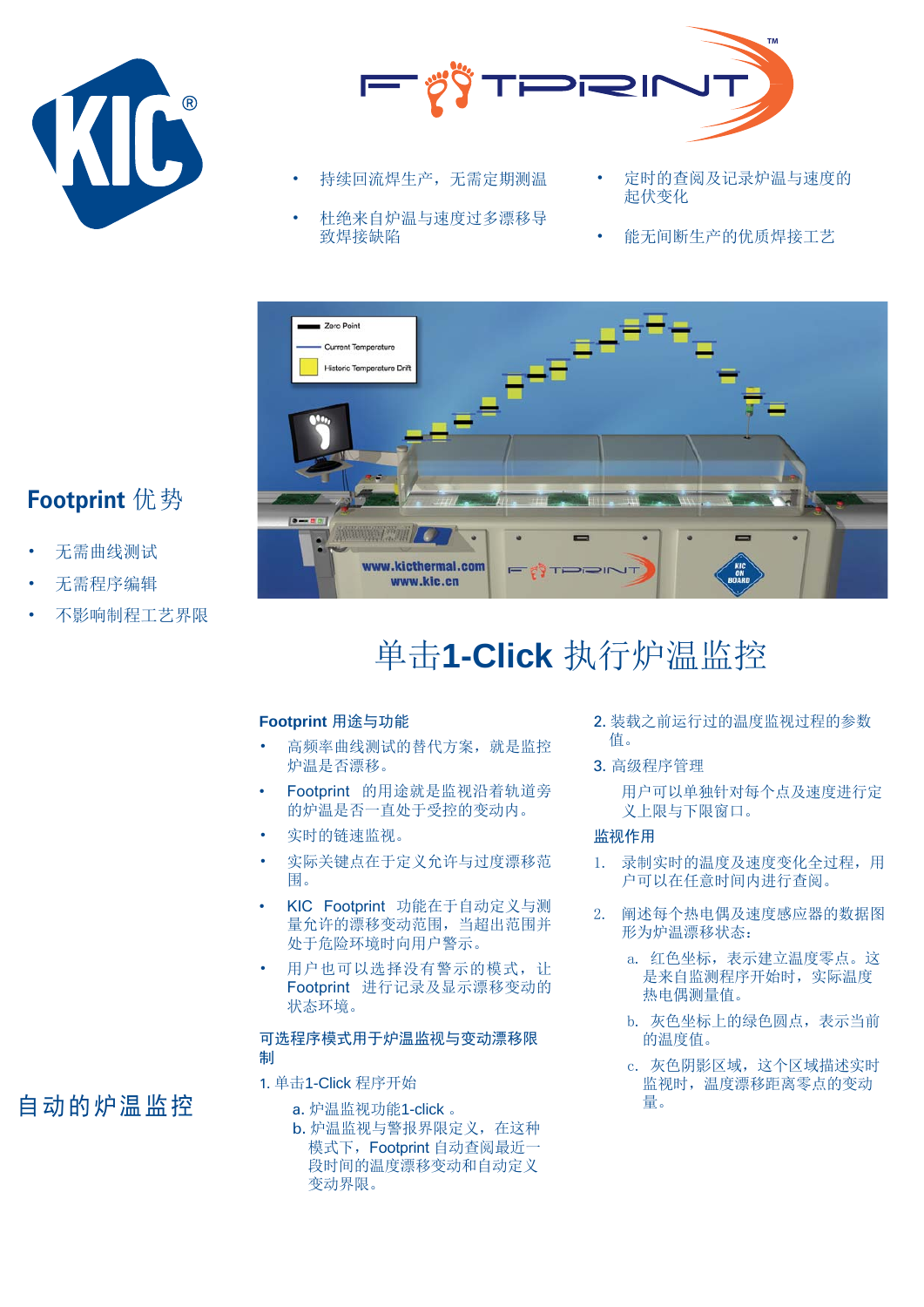- 持续回流焊生产，无需定期测温
- 杜绝来自炉温与速度过多漂移导致焊接缺陷
- 定时的查阅及记录炉温与速度的起伏变化
- 能无间断生产的优质焊接工艺

## Footprint 优势

- 无需曲线测试
- 无需程序编辑
- 不影响制程工艺界限

# 单击**1-Click** 执行炉温监控

## 自动的炉温监控

### Footprint 用途与功能

- 高频率曲线测试的替代方案，就是监控炉温是否漂移。
- Footprint 的用途就是监视沿着轨道旁的炉温是否一直处于受控的变动内。
- 实时的链速监视。
- 实际关键点在于定义允许与过度漂移范围。
- KIC Footprint 功能在于自动定义与测量允许的漂移变动范围，当超出范围并处于危险环境时向用户警示。
- 用户也可以选择没有警示的模式，让 Footprint 进行记录及显示漂移变动的状态环境。

### 可选程序模式用于炉温监视与变动漂移限制

1. 单击1-Click 程序开始

   a. 炉温监视功能1-click 。
   b. 炉温监视与警报界限定义，在这种模式下，Footprint 自动查阅最近一段时间的温度漂移变动和自动定义变动界限。

2. 装载之前运行过的温度监视过程的参数值。

3. 高级程序管理

   用户可以单独针对每个点及速度进行定义上限与下限窗口。

### 监视作用

1. 录制实时的温度及速度变化全过程，用户可以在任意时间内进行查阅。

2. 阐述每个热电偶及速度感应器的数据图形为炉温漂移状态：

   a. 红色坐标，表示建立温度零点。这是来自监测程序开始时，实际温度热电偶测量值。
   b. 灰色坐标上的绿色圆点，表示当前的温度值。
   c. 灰色阴影区域，这个区域描述实时监视时，温度漂移距离零点的变动量。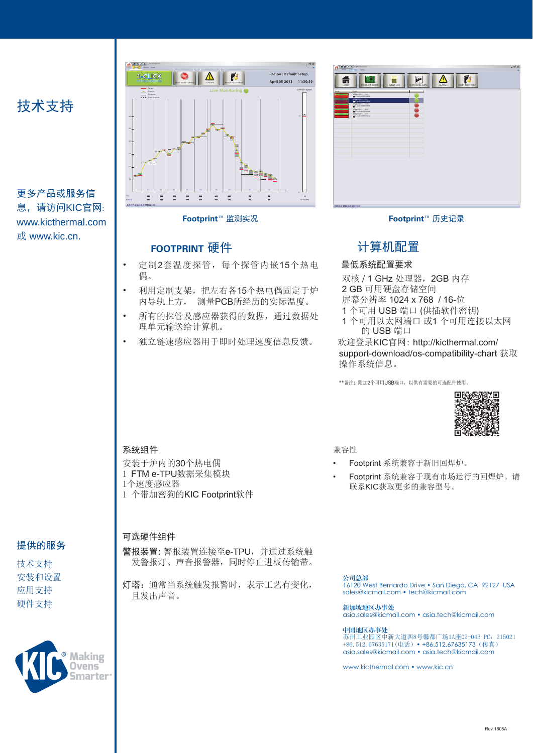# 技术支持

更多产品或服务信息，请访问KIC官网: www.kicthermal.com 或 www.kic.cn.

Footprint™ 监测实况

Footprint™ 历史记录

## FOOTPRINT 硬件

- 定制2套温度探管，每个探管内嵌15个热电偶。
- 利用定制支架，把左右各15个热电偶固定于炉内导轨上方， 测量PCB所经历的实际温度。
- 所有的探管及感应器获得的数据，通过数据处理单元输送给计算机。
- 独立链速感应器用于即时处理速度信息反馈。

## 计算机配置

最低系统配置要求

双核 / 1 GHz 处理器，2GB 内存
2 GB 可用硬盘存储空间
屏幕分辨率 1024 x 768 / 16-位
1 个可用 USB 端口 (供插软件密钥)
1 个可用以太网端口 或1 个可用连接以太网的 USB 端口

欢迎登录KIC官网: http://kicthermal.com/support-download/os-compatibility-chart 获取操作系统信息。

**备注：附加2个可用USB端口，以供有需要的可选配件使用。

### 系统组件

安装于炉内的30个热电偶
1 FTM e-TPU数据采集模块
1个速度感应器
1 个带加密狗的KIC Footprint软件

### 兼容性

- Footprint 系统兼容于新旧回焊炉。
- Footprint 系统兼容于现有市场运行的回焊炉。请联系KIC获取更多的兼容型号。

### 可选硬件组件

警报装置: 警报装置连接至e-TPU，并通过系统触发警报灯、声音报警器，同时停止进板传输带。

灯塔：通常当系统触发报警时，表示工艺有变化，且发出声音。

### 提供的服务

技术支持
安装和设置
应用支持
硬件支持

KIC® Making Ovens Smarter®

**公司总部**
16120 West Bernardo Drive • San Diego, CA 92127 USA
sales@kicmail.com • tech@kicmail.com

**新加坡地区办事处**
asia.sales@kicmail.com • asia.tech@kicmail.com

**中国地区办事处**
苏州工业园区中新大道西8号馨都广场1A座02-04B PC：215021
+86.512.67635171（电话） • +86.512.67635173（传真）
asia.sales@kicmail.com • asia.tech@kicmail.com

www.kicthermal.com • www.kic.cn

Rev 1605A